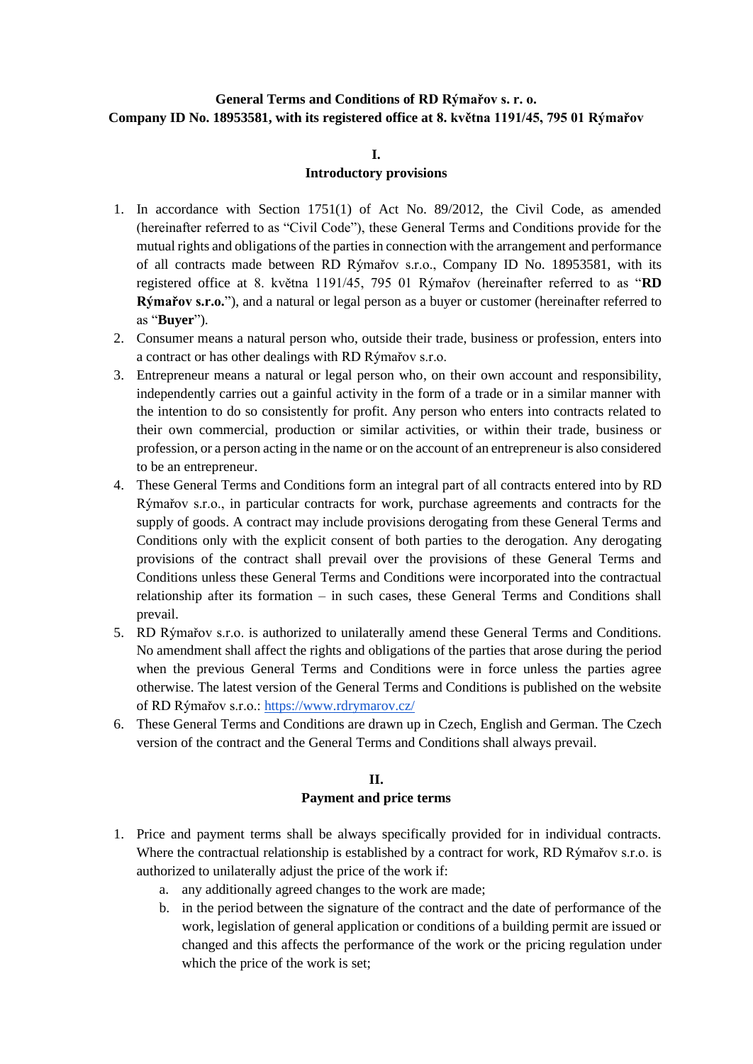**General Terms and Conditions of RD Rýmařov s. r. o.**
**Company ID No. 18953581, with its registered office at 8. května 1191/45, 795 01 Rýmařov**

## I.
## Introductory provisions

1. In accordance with Section 1751(1) of Act No. 89/2012, the Civil Code, as amended (hereinafter referred to as "Civil Code"), these General Terms and Conditions provide for the mutual rights and obligations of the parties in connection with the arrangement and performance of all contracts made between RD Rýmařov s.r.o., Company ID No. 18953581, with its registered office at 8. května 1191/45, 795 01 Rýmařov (hereinafter referred to as "**RD Rýmařov s.r.o.**"), and a natural or legal person as a buyer or customer (hereinafter referred to as "**Buyer**").
2. Consumer means a natural person who, outside their trade, business or profession, enters into a contract or has other dealings with RD Rýmařov s.r.o.
3. Entrepreneur means a natural or legal person who, on their own account and responsibility, independently carries out a gainful activity in the form of a trade or in a similar manner with the intention to do so consistently for profit. Any person who enters into contracts related to their own commercial, production or similar activities, or within their trade, business or profession, or a person acting in the name or on the account of an entrepreneur is also considered to be an entrepreneur.
4. These General Terms and Conditions form an integral part of all contracts entered into by RD Rýmařov s.r.o., in particular contracts for work, purchase agreements and contracts for the supply of goods. A contract may include provisions derogating from these General Terms and Conditions only with the explicit consent of both parties to the derogation. Any derogating provisions of the contract shall prevail over the provisions of these General Terms and Conditions unless these General Terms and Conditions were incorporated into the contractual relationship after its formation – in such cases, these General Terms and Conditions shall prevail.
5. RD Rýmařov s.r.o. is authorized to unilaterally amend these General Terms and Conditions. No amendment shall affect the rights and obligations of the parties that arose during the period when the previous General Terms and Conditions were in force unless the parties agree otherwise. The latest version of the General Terms and Conditions is published on the website of RD Rýmařov s.r.o.: https://www.rdrymarov.cz/
6. These General Terms and Conditions are drawn up in Czech, English and German. The Czech version of the contract and the General Terms and Conditions shall always prevail.

## II.
## Payment and price terms

1. Price and payment terms shall be always specifically provided for in individual contracts. Where the contractual relationship is established by a contract for work, RD Rýmařov s.r.o. is authorized to unilaterally adjust the price of the work if:
   a. any additionally agreed changes to the work are made;
   b. in the period between the signature of the contract and the date of performance of the work, legislation of general application or conditions of a building permit are issued or changed and this affects the performance of the work or the pricing regulation under which the price of the work is set;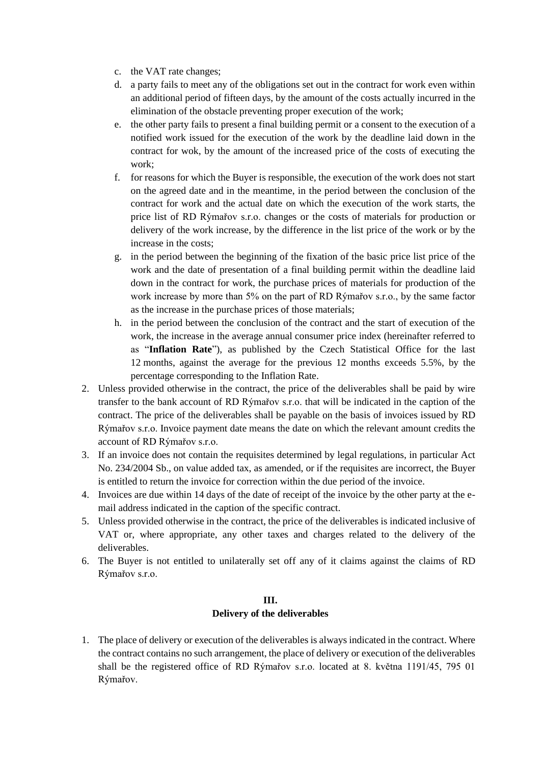c. the VAT rate changes;
d. a party fails to meet any of the obligations set out in the contract for work even within an additional period of fifteen days, by the amount of the costs actually incurred in the elimination of the obstacle preventing proper execution of the work;
e. the other party fails to present a final building permit or a consent to the execution of a notified work issued for the execution of the work by the deadline laid down in the contract for wok, by the amount of the increased price of the costs of executing the work;
f. for reasons for which the Buyer is responsible, the execution of the work does not start on the agreed date and in the meantime, in the period between the conclusion of the contract for work and the actual date on which the execution of the work starts, the price list of RD Rýmařov s.r.o. changes or the costs of materials for production or delivery of the work increase, by the difference in the list price of the work or by the increase in the costs;
g. in the period between the beginning of the fixation of the basic price list price of the work and the date of presentation of a final building permit within the deadline laid down in the contract for work, the purchase prices of materials for production of the work increase by more than 5% on the part of RD Rýmařov s.r.o., by the same factor as the increase in the purchase prices of those materials;
h. in the period between the conclusion of the contract and the start of execution of the work, the increase in the average annual consumer price index (hereinafter referred to as "**Inflation Rate**"), as published by the Czech Statistical Office for the last 12 months, against the average for the previous 12 months exceeds 5.5%, by the percentage corresponding to the Inflation Rate.

2. Unless provided otherwise in the contract, the price of the deliverables shall be paid by wire transfer to the bank account of RD Rýmařov s.r.o. that will be indicated in the caption of the contract. The price of the deliverables shall be payable on the basis of invoices issued by RD Rýmařov s.r.o. Invoice payment date means the date on which the relevant amount credits the account of RD Rýmařov s.r.o.
3. If an invoice does not contain the requisites determined by legal regulations, in particular Act No. 234/2004 Sb., on value added tax, as amended, or if the requisites are incorrect, the Buyer is entitled to return the invoice for correction within the due period of the invoice.
4. Invoices are due within 14 days of the date of receipt of the invoice by the other party at the e-mail address indicated in the caption of the specific contract.
5. Unless provided otherwise in the contract, the price of the deliverables is indicated inclusive of VAT or, where appropriate, any other taxes and charges related to the delivery of the deliverables.
6. The Buyer is not entitled to unilaterally set off any of it claims against the claims of RD Rýmařov s.r.o.

## III.
## Delivery of the deliverables

1. The place of delivery or execution of the deliverables is always indicated in the contract. Where the contract contains no such arrangement, the place of delivery or execution of the deliverables shall be the registered office of RD Rýmařov s.r.o. located at 8. května 1191/45, 795 01 Rýmařov.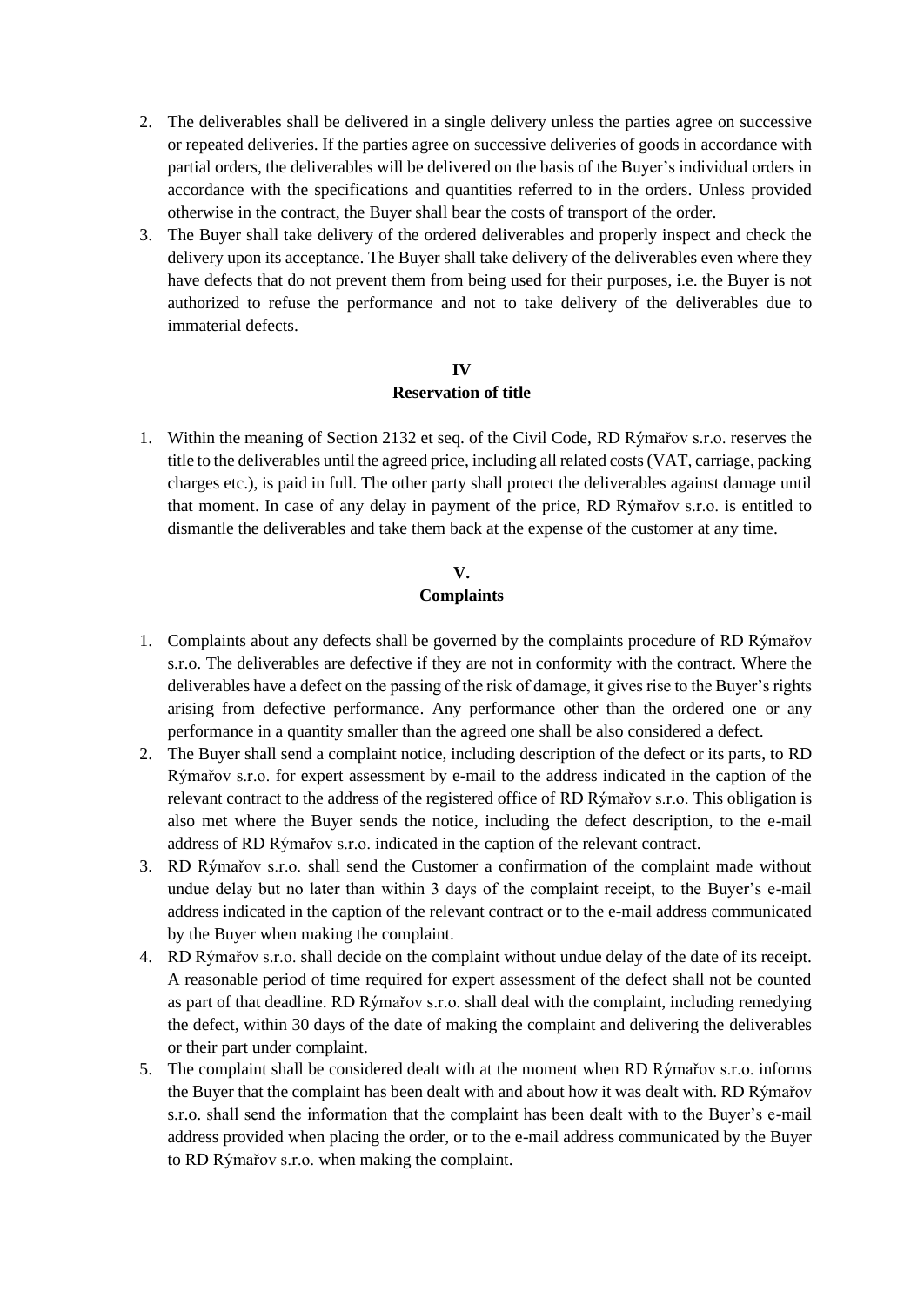2. The deliverables shall be delivered in a single delivery unless the parties agree on successive or repeated deliveries. If the parties agree on successive deliveries of goods in accordance with partial orders, the deliverables will be delivered on the basis of the Buyer's individual orders in accordance with the specifications and quantities referred to in the orders. Unless provided otherwise in the contract, the Buyer shall bear the costs of transport of the order.
3. The Buyer shall take delivery of the ordered deliverables and properly inspect and check the delivery upon its acceptance. The Buyer shall take delivery of the deliverables even where they have defects that do not prevent them from being used for their purposes, i.e. the Buyer is not authorized to refuse the performance and not to take delivery of the deliverables due to immaterial defects.

## IV
## Reservation of title

1. Within the meaning of Section 2132 et seq. of the Civil Code, RD Rýmařov s.r.o. reserves the title to the deliverables until the agreed price, including all related costs (VAT, carriage, packing charges etc.), is paid in full. The other party shall protect the deliverables against damage until that moment. In case of any delay in payment of the price, RD Rýmařov s.r.o. is entitled to dismantle the deliverables and take them back at the expense of the customer at any time.

## V.
## Complaints

1. Complaints about any defects shall be governed by the complaints procedure of RD Rýmařov s.r.o. The deliverables are defective if they are not in conformity with the contract. Where the deliverables have a defect on the passing of the risk of damage, it gives rise to the Buyer's rights arising from defective performance. Any performance other than the ordered one or any performance in a quantity smaller than the agreed one shall be also considered a defect.
2. The Buyer shall send a complaint notice, including description of the defect or its parts, to RD Rýmařov s.r.o. for expert assessment by e-mail to the address indicated in the caption of the relevant contract to the address of the registered office of RD Rýmařov s.r.o. This obligation is also met where the Buyer sends the notice, including the defect description, to the e-mail address of RD Rýmařov s.r.o. indicated in the caption of the relevant contract.
3. RD Rýmařov s.r.o. shall send the Customer a confirmation of the complaint made without undue delay but no later than within 3 days of the complaint receipt, to the Buyer's e-mail address indicated in the caption of the relevant contract or to the e-mail address communicated by the Buyer when making the complaint.
4. RD Rýmařov s.r.o. shall decide on the complaint without undue delay of the date of its receipt. A reasonable period of time required for expert assessment of the defect shall not be counted as part of that deadline. RD Rýmařov s.r.o. shall deal with the complaint, including remedying the defect, within 30 days of the date of making the complaint and delivering the deliverables or their part under complaint.
5. The complaint shall be considered dealt with at the moment when RD Rýmařov s.r.o. informs the Buyer that the complaint has been dealt with and about how it was dealt with. RD Rýmařov s.r.o. shall send the information that the complaint has been dealt with to the Buyer's e-mail address provided when placing the order, or to the e-mail address communicated by the Buyer to RD Rýmařov s.r.o. when making the complaint.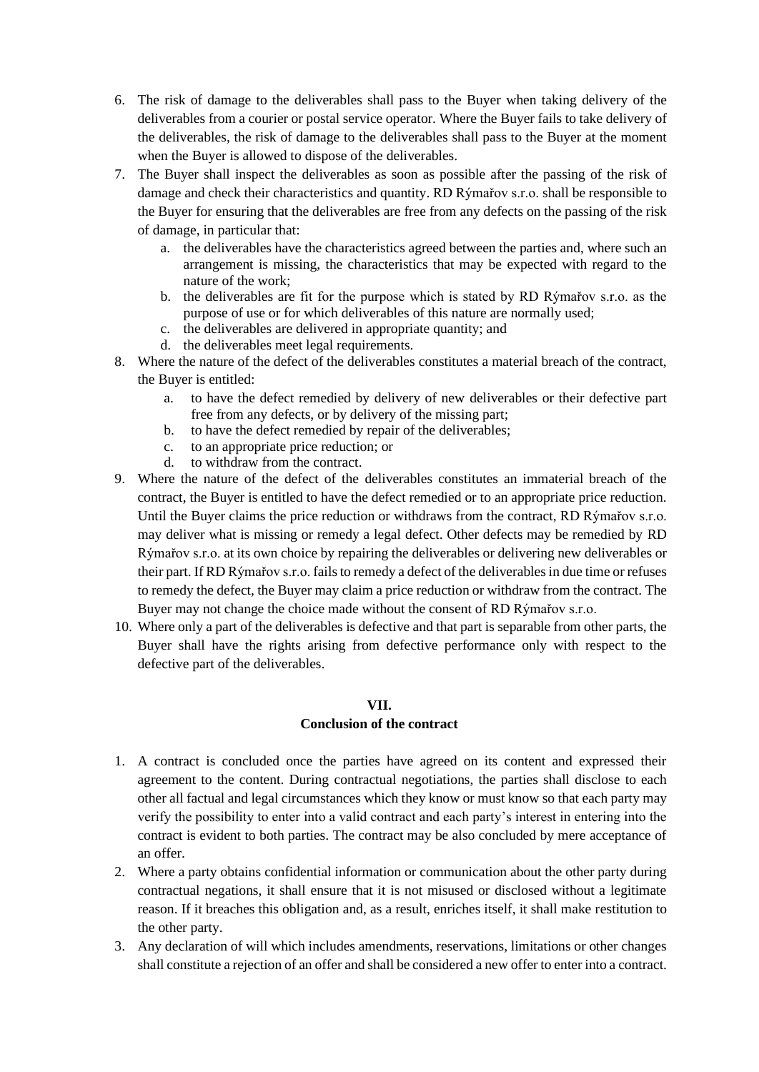6. The risk of damage to the deliverables shall pass to the Buyer when taking delivery of the deliverables from a courier or postal service operator. Where the Buyer fails to take delivery of the deliverables, the risk of damage to the deliverables shall pass to the Buyer at the moment when the Buyer is allowed to dispose of the deliverables.
7. The Buyer shall inspect the deliverables as soon as possible after the passing of the risk of damage and check their characteristics and quantity. RD Rýmařov s.r.o. shall be responsible to the Buyer for ensuring that the deliverables are free from any defects on the passing of the risk of damage, in particular that:
   a. the deliverables have the characteristics agreed between the parties and, where such an arrangement is missing, the characteristics that may be expected with regard to the nature of the work;
   b. the deliverables are fit for the purpose which is stated by RD Rýmařov s.r.o. as the purpose of use or for which deliverables of this nature are normally used;
   c. the deliverables are delivered in appropriate quantity; and
   d. the deliverables meet legal requirements.
8. Where the nature of the defect of the deliverables constitutes a material breach of the contract, the Buyer is entitled:
   a. to have the defect remedied by delivery of new deliverables or their defective part free from any defects, or by delivery of the missing part;
   b. to have the defect remedied by repair of the deliverables;
   c. to an appropriate price reduction; or
   d. to withdraw from the contract.
9. Where the nature of the defect of the deliverables constitutes an immaterial breach of the contract, the Buyer is entitled to have the defect remedied or to an appropriate price reduction. Until the Buyer claims the price reduction or withdraws from the contract, RD Rýmařov s.r.o. may deliver what is missing or remedy a legal defect. Other defects may be remedied by RD Rýmařov s.r.o. at its own choice by repairing the deliverables or delivering new deliverables or their part. If RD Rýmařov s.r.o. fails to remedy a defect of the deliverables in due time or refuses to remedy the defect, the Buyer may claim a price reduction or withdraw from the contract. The Buyer may not change the choice made without the consent of RD Rýmařov s.r.o.
10. Where only a part of the deliverables is defective and that part is separable from other parts, the Buyer shall have the rights arising from defective performance only with respect to the defective part of the deliverables.

## VII.
## Conclusion of the contract

1. A contract is concluded once the parties have agreed on its content and expressed their agreement to the content. During contractual negotiations, the parties shall disclose to each other all factual and legal circumstances which they know or must know so that each party may verify the possibility to enter into a valid contract and each party's interest in entering into the contract is evident to both parties. The contract may be also concluded by mere acceptance of an offer.
2. Where a party obtains confidential information or communication about the other party during contractual negations, it shall ensure that it is not misused or disclosed without a legitimate reason. If it breaches this obligation and, as a result, enriches itself, it shall make restitution to the other party.
3. Any declaration of will which includes amendments, reservations, limitations or other changes shall constitute a rejection of an offer and shall be considered a new offer to enter into a contract.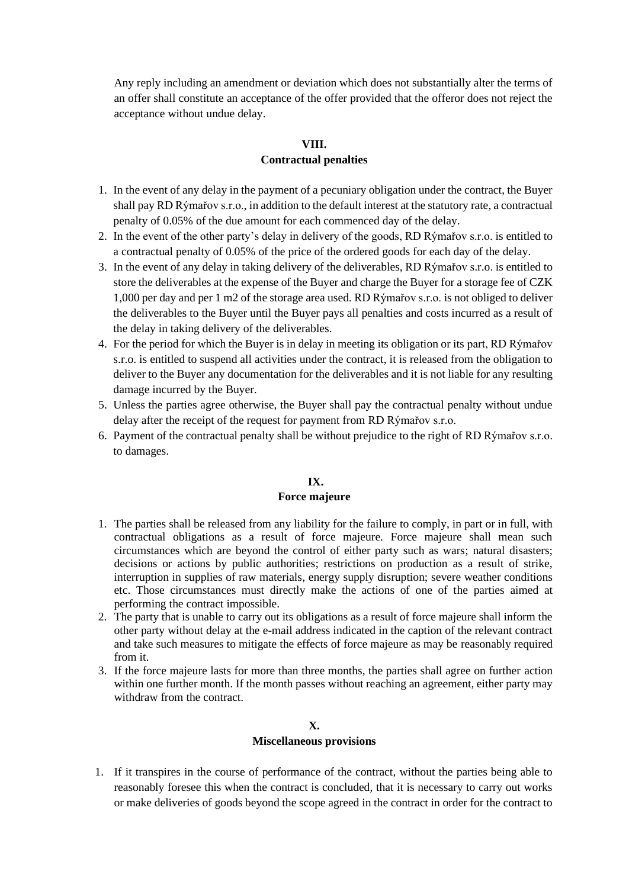Any reply including an amendment or deviation which does not substantially alter the terms of an offer shall constitute an acceptance of the offer provided that the offeror does not reject the acceptance without undue delay.

## VIII.
## Contractual penalties

1. In the event of any delay in the payment of a pecuniary obligation under the contract, the Buyer shall pay RD Rýmařov s.r.o., in addition to the default interest at the statutory rate, a contractual penalty of 0.05% of the due amount for each commenced day of the delay.
2. In the event of the other party's delay in delivery of the goods, RD Rýmařov s.r.o. is entitled to a contractual penalty of 0.05% of the price of the ordered goods for each day of the delay.
3. In the event of any delay in taking delivery of the deliverables, RD Rýmařov s.r.o. is entitled to store the deliverables at the expense of the Buyer and charge the Buyer for a storage fee of CZK 1,000 per day and per 1 m2 of the storage area used. RD Rýmařov s.r.o. is not obliged to deliver the deliverables to the Buyer until the Buyer pays all penalties and costs incurred as a result of the delay in taking delivery of the deliverables.
4. For the period for which the Buyer is in delay in meeting its obligation or its part, RD Rýmařov s.r.o. is entitled to suspend all activities under the contract, it is released from the obligation to deliver to the Buyer any documentation for the deliverables and it is not liable for any resulting damage incurred by the Buyer.
5. Unless the parties agree otherwise, the Buyer shall pay the contractual penalty without undue delay after the receipt of the request for payment from RD Rýmařov s.r.o.
6. Payment of the contractual penalty shall be without prejudice to the right of RD Rýmařov s.r.o. to damages.

## IX.
## Force majeure

1. The parties shall be released from any liability for the failure to comply, in part or in full, with contractual obligations as a result of force majeure. Force majeure shall mean such circumstances which are beyond the control of either party such as wars; natural disasters; decisions or actions by public authorities; restrictions on production as a result of strike, interruption in supplies of raw materials, energy supply disruption; severe weather conditions etc. Those circumstances must directly make the actions of one of the parties aimed at performing the contract impossible.
2. The party that is unable to carry out its obligations as a result of force majeure shall inform the other party without delay at the e-mail address indicated in the caption of the relevant contract and take such measures to mitigate the effects of force majeure as may be reasonably required from it.
3. If the force majeure lasts for more than three months, the parties shall agree on further action within one further month. If the month passes without reaching an agreement, either party may withdraw from the contract.

## X.
## Miscellaneous provisions

1. If it transpires in the course of performance of the contract, without the parties being able to reasonably foresee this when the contract is concluded, that it is necessary to carry out works or make deliveries of goods beyond the scope agreed in the contract in order for the contract to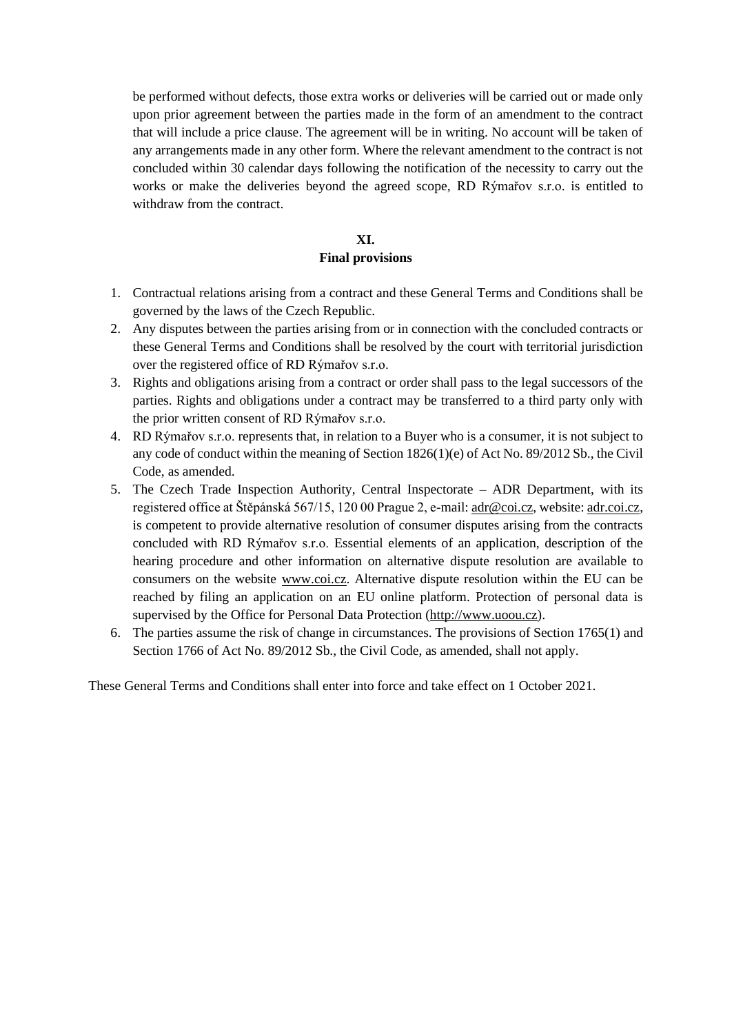be performed without defects, those extra works or deliveries will be carried out or made only upon prior agreement between the parties made in the form of an amendment to the contract that will include a price clause. The agreement will be in writing. No account will be taken of any arrangements made in any other form. Where the relevant amendment to the contract is not concluded within 30 calendar days following the notification of the necessity to carry out the works or make the deliveries beyond the agreed scope, RD Rýmařov s.r.o. is entitled to withdraw from the contract.

## XI.
## Final provisions

1. Contractual relations arising from a contract and these General Terms and Conditions shall be governed by the laws of the Czech Republic.
2. Any disputes between the parties arising from or in connection with the concluded contracts or these General Terms and Conditions shall be resolved by the court with territorial jurisdiction over the registered office of RD Rýmařov s.r.o.
3. Rights and obligations arising from a contract or order shall pass to the legal successors of the parties. Rights and obligations under a contract may be transferred to a third party only with the prior written consent of RD Rýmařov s.r.o.
4. RD Rýmařov s.r.o. represents that, in relation to a Buyer who is a consumer, it is not subject to any code of conduct within the meaning of Section 1826(1)(e) of Act No. 89/2012 Sb., the Civil Code, as amended.
5. The Czech Trade Inspection Authority, Central Inspectorate – ADR Department, with its registered office at Štěpánská 567/15, 120 00 Prague 2, e-mail: adr@coi.cz, website: adr.coi.cz, is competent to provide alternative resolution of consumer disputes arising from the contracts concluded with RD Rýmařov s.r.o. Essential elements of an application, description of the hearing procedure and other information on alternative dispute resolution are available to consumers on the website www.coi.cz. Alternative dispute resolution within the EU can be reached by filing an application on an EU online platform. Protection of personal data is supervised by the Office for Personal Data Protection (http://www.uoou.cz).
6. The parties assume the risk of change in circumstances. The provisions of Section 1765(1) and Section 1766 of Act No. 89/2012 Sb., the Civil Code, as amended, shall not apply.

These General Terms and Conditions shall enter into force and take effect on 1 October 2021.